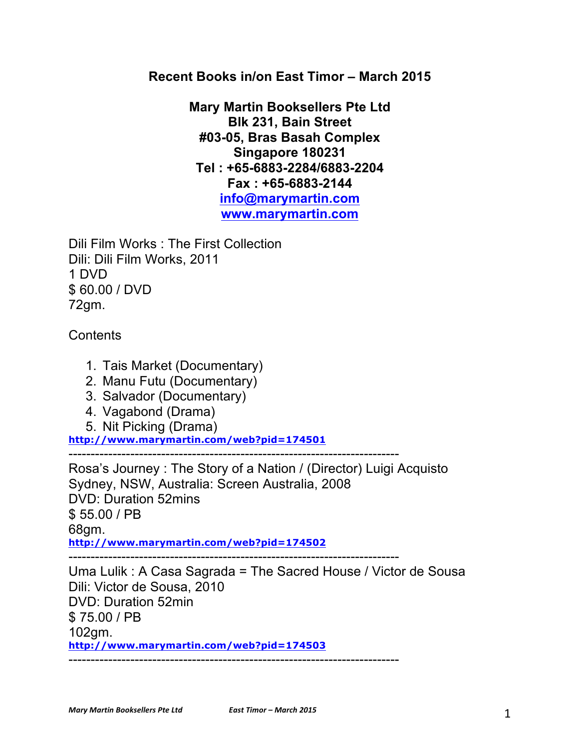# Recent Books in/on East Timor – March 2015

**Mary Martin Booksellers Pte Ltd**
**Blk 231, Bain Street**
**#03-05, Bras Basah Complex**
**Singapore 180231**
**Tel : +65-6883-2284/6883-2204**
**Fax : +65-6883-2144**
**info@marymartin.com**
**www.marymartin.com**

Dili Film Works : The First Collection
Dili: Dili Film Works, 2011
1 DVD
$ 60.00 / DVD
72gm.

Contents

1. Tais Market (Documentary)
2. Manu Futu (Documentary)
3. Salvador (Documentary)
4. Vagabond (Drama)
5. Nit Picking (Drama)

http://www.marymartin.com/web?pid=174501

---------------------------------------------------------------------------

Rosa's Journey : The Story of a Nation / (Director) Luigi Acquisto
Sydney, NSW, Australia: Screen Australia, 2008
DVD: Duration 52mins
$ 55.00 / PB
68gm.
http://www.marymartin.com/web?pid=174502

---------------------------------------------------------------------------

Uma Lulik : A Casa Sagrada = The Sacred House / Victor de Sousa
Dili: Victor de Sousa, 2010
DVD: Duration 52min
$ 75.00 / PB
102gm.
http://www.marymartin.com/web?pid=174503

---------------------------------------------------------------------------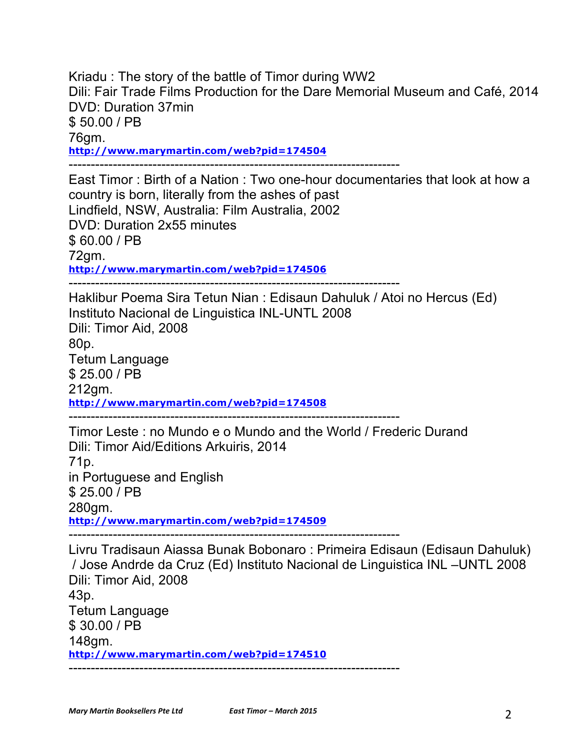Kriadu : The story of the battle of Timor during WW2
Dili: Fair Trade Films Production for the Dare Memorial Museum and Café, 2014
DVD: Duration 37min
$ 50.00 / PB
76gm.
[http://www.marymartin.com/web?pid=174504](http://www.marymartin.com/web?pid=174504)

---

East Timor : Birth of a Nation : Two one-hour documentaries that look at how a country is born, literally from the ashes of past
Lindfield, NSW, Australia: Film Australia, 2002
DVD: Duration 2x55 minutes
$ 60.00 / PB
72gm.
[http://www.marymartin.com/web?pid=174506](http://www.marymartin.com/web?pid=174506)

---

Haklibur Poema Sira Tetun Nian : Edisaun Dahuluk / Atoi no Hercus (Ed)
Instituto Nacional de Linguistica INL-UNTL 2008
Dili: Timor Aid, 2008
80p.
Tetum Language
$ 25.00 / PB
212gm.
[http://www.marymartin.com/web?pid=174508](http://www.marymartin.com/web?pid=174508)

---

Timor Leste : no Mundo e o Mundo and the World / Frederic Durand
Dili: Timor Aid/Editions Arkuiris, 2014
71p.
in Portuguese and English
$ 25.00 / PB
280gm.
[http://www.marymartin.com/web?pid=174509](http://www.marymartin.com/web?pid=174509)

---

Livru Tradisaun Aiassa Bunak Bobonaro : Primeira Edisaun (Edisaun Dahuluk) / Jose Andrde da Cruz (Ed) Instituto Nacional de Linguistica INL –UNTL 2008
Dili: Timor Aid, 2008
43p.
Tetum Language
$ 30.00 / PB
148gm.
[http://www.marymartin.com/web?pid=174510](http://www.marymartin.com/web?pid=174510)

---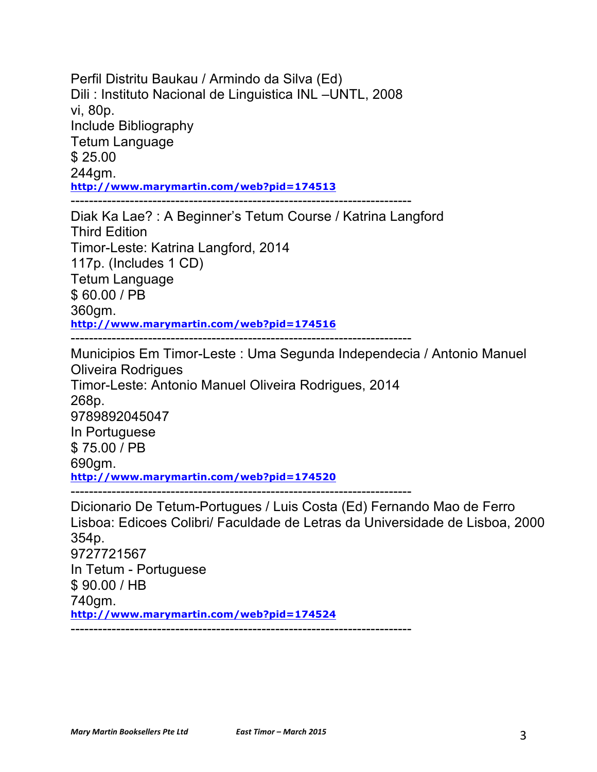Perfil Distritu Baukau / Armindo da Silva (Ed)
Dili : Instituto Nacional de Linguistica INL –UNTL, 2008
vi, 80p.
Include Bibliography
Tetum Language
$ 25.00
244gm.
**http://www.marymartin.com/web?pid=174513**

---

Diak Ka Lae? : A Beginner's Tetum Course / Katrina Langford
Third Edition
Timor-Leste: Katrina Langford, 2014
117p. (Includes 1 CD)
Tetum Language
$ 60.00 / PB
360gm.
**http://www.marymartin.com/web?pid=174516**

---

Municipios Em Timor-Leste : Uma Segunda Independecia / Antonio Manuel Oliveira Rodrigues
Timor-Leste: Antonio Manuel Oliveira Rodrigues, 2014
268p.
9789892045047
In Portuguese
$ 75.00 / PB
690gm.
**http://www.marymartin.com/web?pid=174520**

---

Dicionario De Tetum-Portugues / Luis Costa (Ed) Fernando Mao de Ferro
Lisboa: Edicoes Colibri/ Faculdade de Letras da Universidade de Lisboa, 2000
354p.
9727721567
In Tetum - Portuguese
$ 90.00 / HB
740gm.
**http://www.marymartin.com/web?pid=174524**

---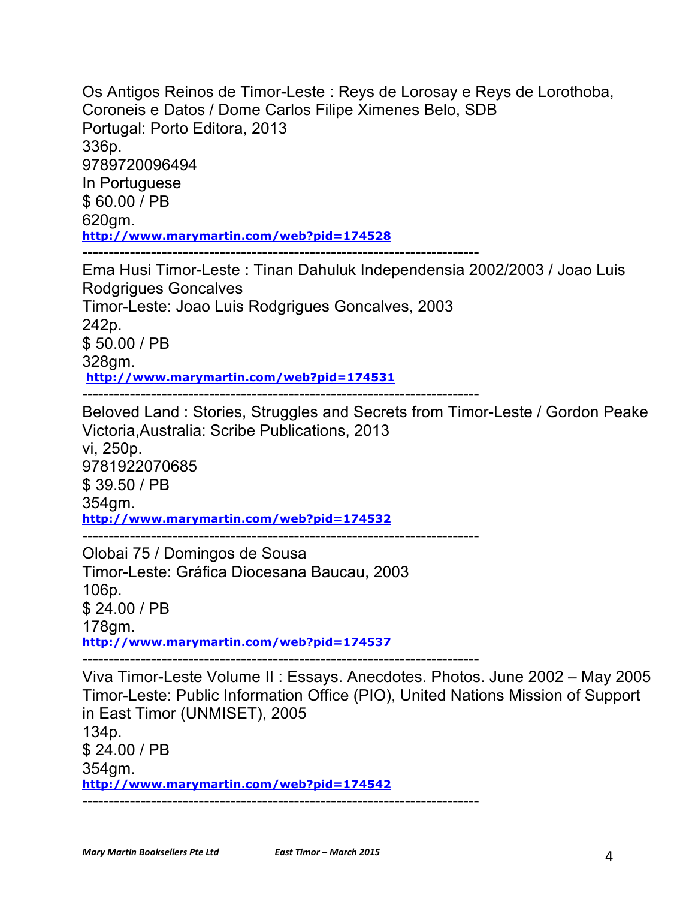Os Antigos Reinos de Timor-Leste : Reys de Lorosay e Reys de Lorothoba, Coroneis e Datos / Dome Carlos Filipe Ximenes Belo, SDB
Portugal: Porto Editora, 2013
336p.
9789720096494
In Portuguese
$ 60.00 / PB
620gm.
http://www.marymartin.com/web?pid=174528

---

Ema Husi Timor-Leste : Tinan Dahuluk Independensia 2002/2003 / Joao Luis Rodgrigues Goncalves
Timor-Leste: Joao Luis Rodgrigues Goncalves, 2003
242p.
$ 50.00 / PB
328gm.
http://www.marymartin.com/web?pid=174531

---

Beloved Land : Stories, Struggles and Secrets from Timor-Leste / Gordon Peake
Victoria,Australia: Scribe Publications, 2013
vi, 250p.
9781922070685
$ 39.50 / PB
354gm.
http://www.marymartin.com/web?pid=174532

---

Olobai 75 / Domingos de Sousa
Timor-Leste: Gráfica Diocesana Baucau, 2003
106p.
$ 24.00 / PB
178gm.
http://www.marymartin.com/web?pid=174537

---

Viva Timor-Leste Volume II : Essays. Anecdotes. Photos. June 2002 – May 2005
Timor-Leste: Public Information Office (PIO), United Nations Mission of Support in East Timor (UNMISET), 2005
134p.
$ 24.00 / PB
354gm.
http://www.marymartin.com/web?pid=174542

---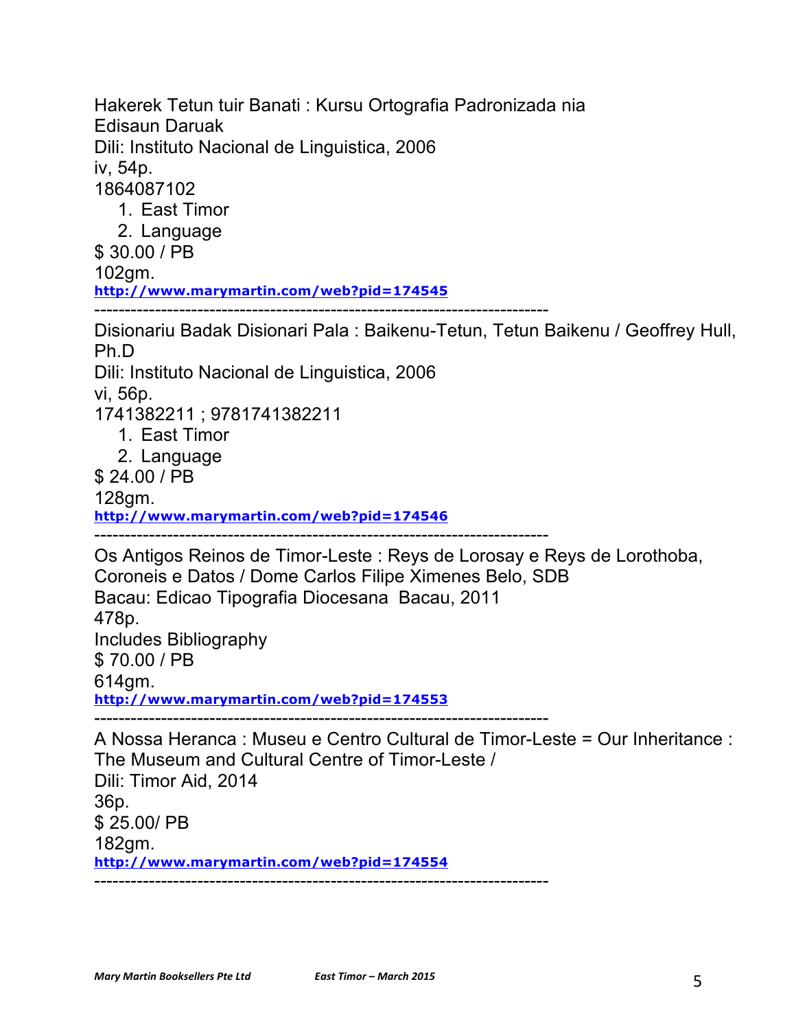Hakerek Tetun tuir Banati : Kursu Ortografia Padronizada nia Edisaun Daruak
Dili: Instituto Nacional de Linguistica, 2006
iv, 54p.
1864087102

1. East Timor
2. Language

$ 30.00 / PB
102gm.
http://www.marymartin.com/web?pid=174545

---

Disionariu Badak Disionari Pala : Baikenu-Tetun, Tetun Baikenu / Geoffrey Hull, Ph.D
Dili: Instituto Nacional de Linguistica, 2006
vi, 56p.
1741382211 ; 9781741382211

1. East Timor
2. Language

$ 24.00 / PB
128gm.
http://www.marymartin.com/web?pid=174546

---

Os Antigos Reinos de Timor-Leste : Reys de Lorosay e Reys de Lorothoba, Coroneis e Datos / Dome Carlos Filipe Ximenes Belo, SDB
Bacau: Edicao Tipografia Diocesana Bacau, 2011
478p.
Includes Bibliography
$ 70.00 / PB
614gm.
http://www.marymartin.com/web?pid=174553

---

A Nossa Heranca : Museu e Centro Cultural de Timor-Leste = Our Inheritance : The Museum and Cultural Centre of Timor-Leste /
Dili: Timor Aid, 2014
36p.
$ 25.00/ PB
182gm.
http://www.marymartin.com/web?pid=174554

---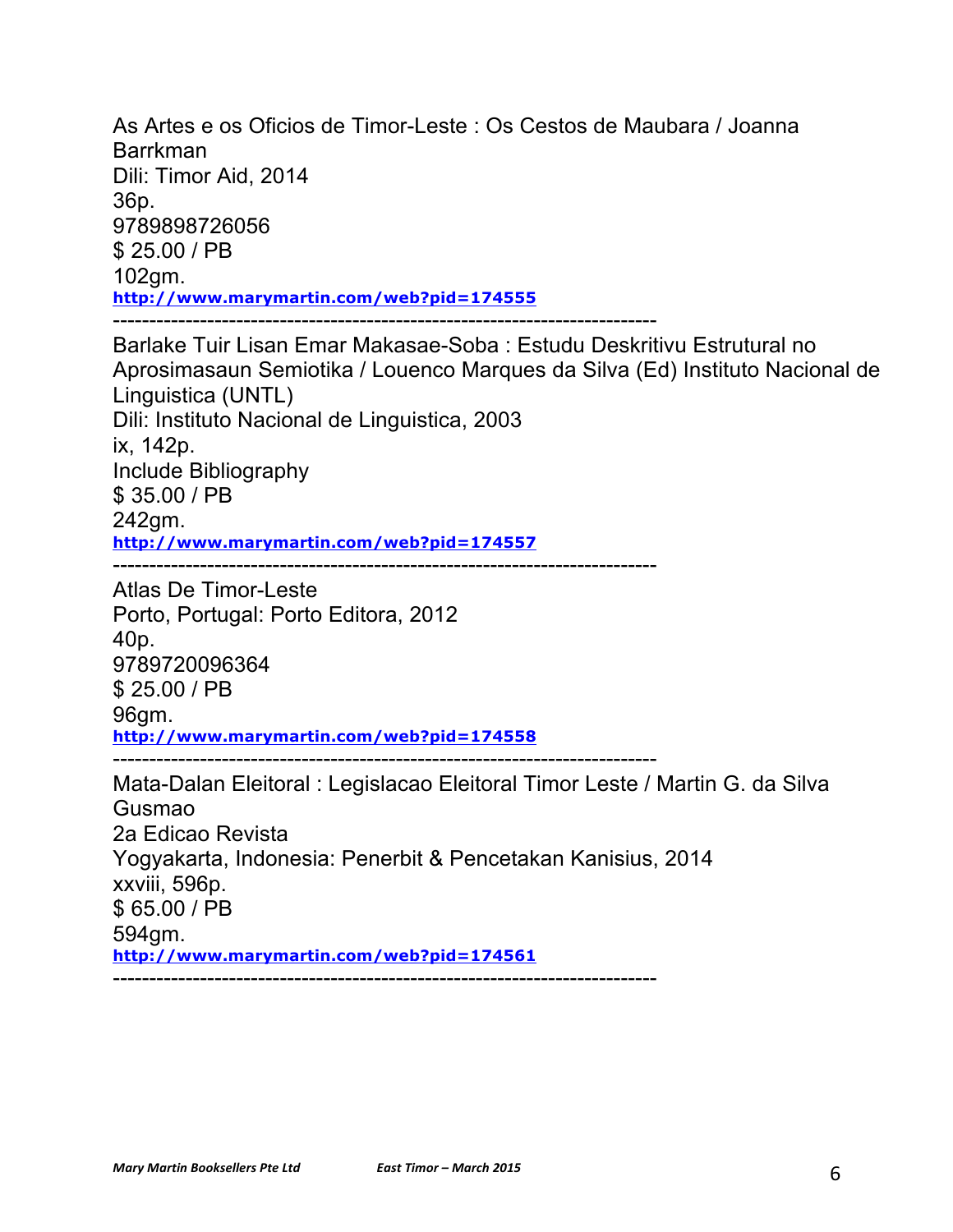As Artes e os Oficios de Timor-Leste : Os Cestos de Maubara / Joanna Barrkman
Dili: Timor Aid, 2014
36p.
9789898726056
$ 25.00 / PB
102gm.
http://www.marymartin.com/web?pid=174555

---

Barlake Tuir Lisan Emar Makasae-Soba : Estudu Deskritivu Estrutural no Aprosimasaun Semiotika / Louenco Marques da Silva (Ed) Instituto Nacional de Linguistica (UNTL)
Dili: Instituto Nacional de Linguistica, 2003
ix, 142p.
Include Bibliography
$ 35.00 / PB
242gm.
http://www.marymartin.com/web?pid=174557

---

Atlas De Timor-Leste
Porto, Portugal: Porto Editora, 2012
40p.
9789720096364
$ 25.00 / PB
96gm.
http://www.marymartin.com/web?pid=174558

---

Mata-Dalan Eleitoral : Legislacao Eleitoral Timor Leste / Martin G. da Silva Gusmao
2a Edicao Revista
Yogyakarta, Indonesia: Penerbit & Pencetakan Kanisius, 2014
xxviii, 596p.
$ 65.00 / PB
594gm.
http://www.marymartin.com/web?pid=174561

---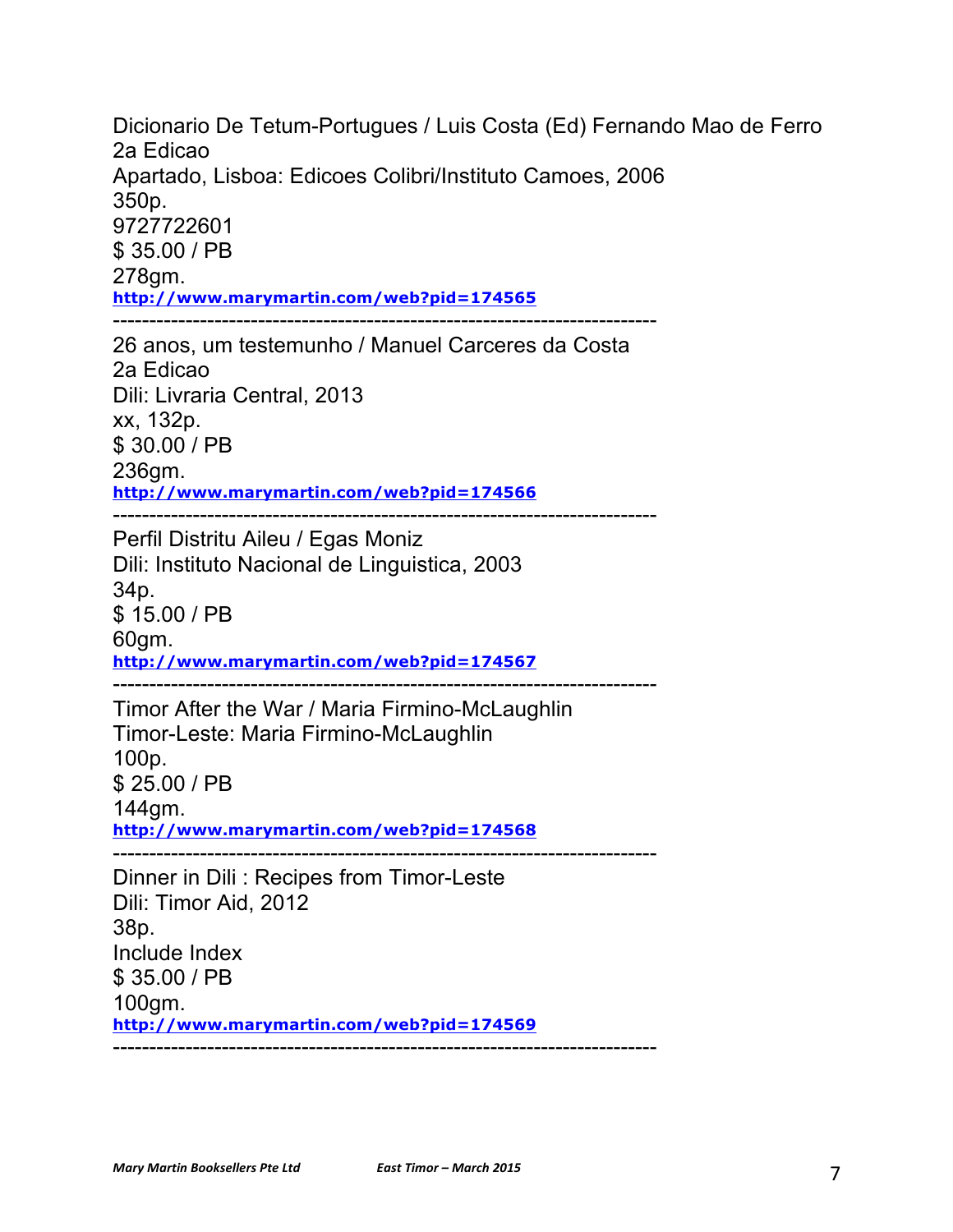Dicionario De Tetum-Portugues / Luis Costa (Ed) Fernando Mao de Ferro  
2a Edicao  
Apartado, Lisboa: Edicoes Colibri/Instituto Camoes, 2006  
350p.  
9727722601  
$ 35.00 / PB  
278gm.  
**http://www.marymartin.com/web?pid=174565**

---

26 anos, um testemunho / Manuel Carceres da Costa  
2a Edicao  
Dili: Livraria Central, 2013  
xx, 132p.  
$ 30.00 / PB  
236gm.  
**http://www.marymartin.com/web?pid=174566**

---

Perfil Distritu Aileu / Egas Moniz  
Dili: Instituto Nacional de Linguistica, 2003  
34p.  
$ 15.00 / PB  
60gm.  
**http://www.marymartin.com/web?pid=174567**

---

Timor After the War / Maria Firmino-McLaughlin  
Timor-Leste: Maria Firmino-McLaughlin  
100p.  
$ 25.00 / PB  
144gm.  
**http://www.marymartin.com/web?pid=174568**

---

Dinner in Dili : Recipes from Timor-Leste  
Dili: Timor Aid, 2012  
38p.  
Include Index  
$ 35.00 / PB  
100gm.  
**http://www.marymartin.com/web?pid=174569**

---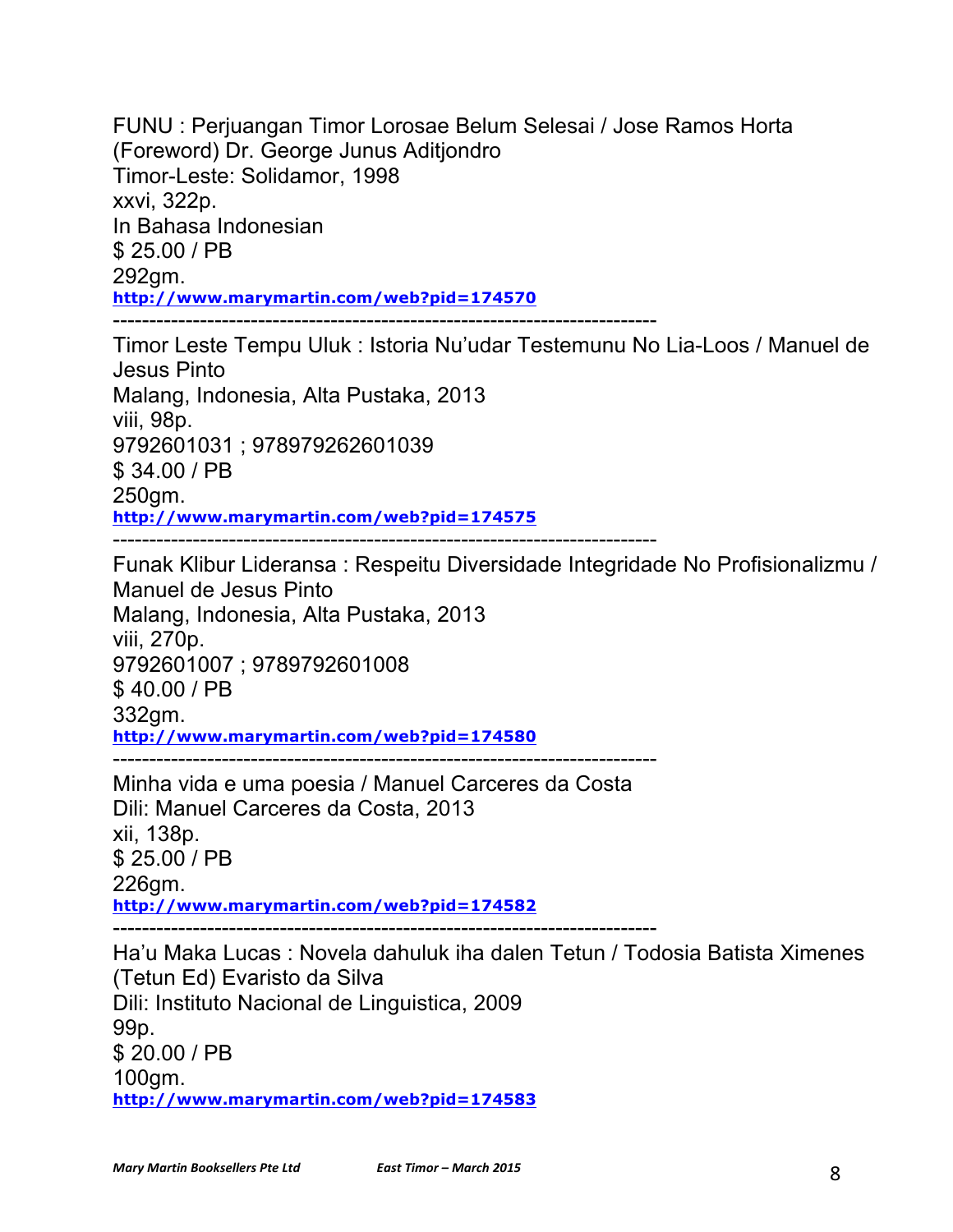FUNU : Perjuangan Timor Lorosae Belum Selesai / Jose Ramos Horta (Foreword) Dr. George Junus Aditjondro
Timor-Leste: Solidamor, 1998
xxvi, 322p.
In Bahasa Indonesian
$ 25.00 / PB
292gm.
http://www.marymartin.com/web?pid=174570

---------------------------------------------------------------------------

Timor Leste Tempu Uluk : Istoria Nu'udar Testemunu No Lia-Loos / Manuel de Jesus Pinto
Malang, Indonesia, Alta Pustaka, 2013
viii, 98p.
9792601031 ; 978979262601039
$ 34.00 / PB
250gm.
http://www.marymartin.com/web?pid=174575

---------------------------------------------------------------------------

Funak Klibur Lideransa : Respeitu Diversidade Integridade No Profisionalizmu / Manuel de Jesus Pinto
Malang, Indonesia, Alta Pustaka, 2013
viii, 270p.
9792601007 ; 9789792601008
$ 40.00 / PB
332gm.
http://www.marymartin.com/web?pid=174580

---------------------------------------------------------------------------

Minha vida e uma poesia / Manuel Carceres da Costa
Dili: Manuel Carceres da Costa, 2013
xii, 138p.
$ 25.00 / PB
226gm.
http://www.marymartin.com/web?pid=174582

---------------------------------------------------------------------------

Ha'u Maka Lucas : Novela dahuluk iha dalen Tetun / Todosia Batista Ximenes (Tetun Ed) Evaristo da Silva
Dili: Instituto Nacional de Linguistica, 2009
99p.
$ 20.00 / PB
100gm.
http://www.marymartin.com/web?pid=174583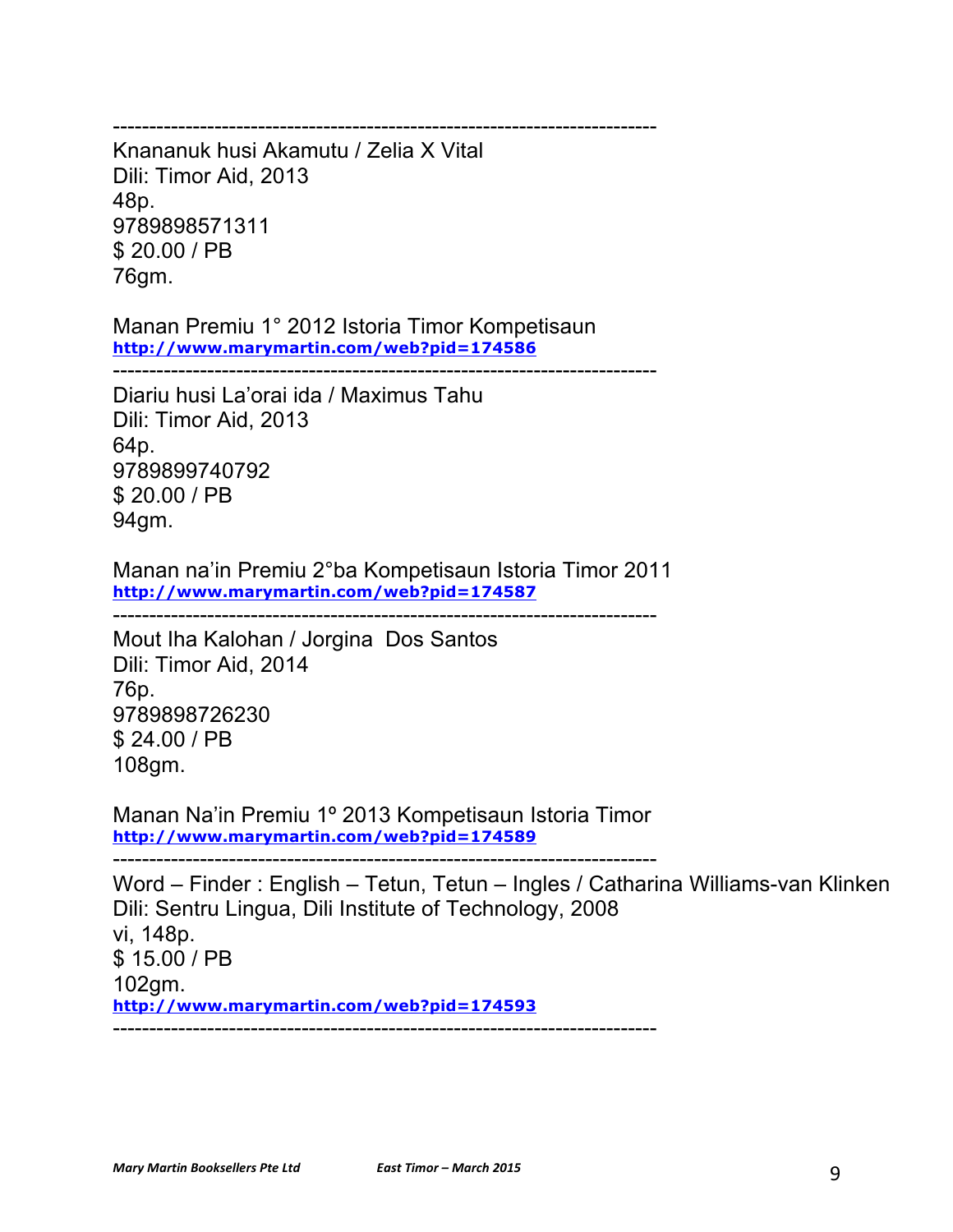--------------------------------------------------------------------------

Knananuk husi Akamutu / Zelia X Vital
Dili: Timor Aid, 2013
48p.
9789898571311
$ 20.00 / PB
76gm.

Manan Premiu 1° 2012 Istoria Timor Kompetisaun
**http://www.marymartin.com/web?pid=174586**

--------------------------------------------------------------------------

Diariu husi La'orai ida / Maximus Tahu
Dili: Timor Aid, 2013
64p.
9789899740792
$ 20.00 / PB
94gm.

Manan na'in Premiu 2°ba Kompetisaun Istoria Timor 2011
**http://www.marymartin.com/web?pid=174587**

--------------------------------------------------------------------------

Mout Iha Kalohan / Jorgina Dos Santos
Dili: Timor Aid, 2014
76p.
9789898726230
$ 24.00 / PB
108gm.

Manan Na'in Premiu 1º 2013 Kompetisaun Istoria Timor
**http://www.marymartin.com/web?pid=174589**

--------------------------------------------------------------------------

Word – Finder : English – Tetun, Tetun – Ingles / Catharina Williams-van Klinken
Dili: Sentru Lingua, Dili Institute of Technology, 2008
vi, 148p.
$ 15.00 / PB
102gm.
**http://www.marymartin.com/web?pid=174593**

--------------------------------------------------------------------------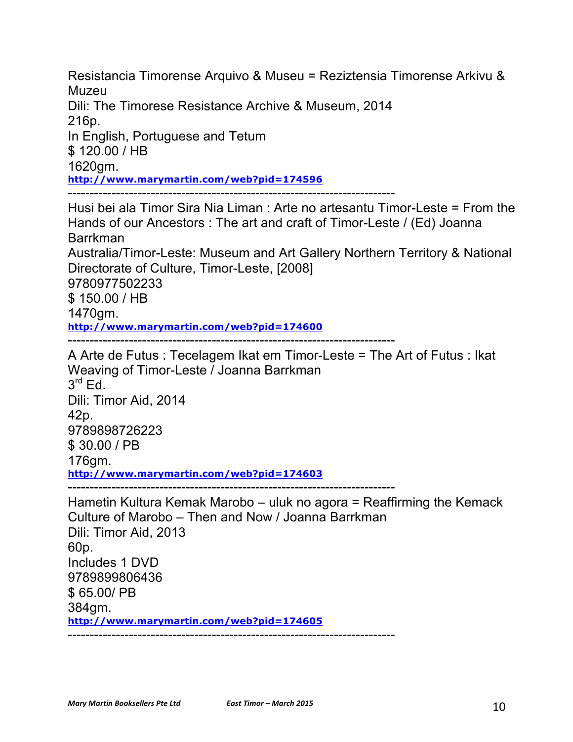Resistancia Timorense Arquivo & Museu = Reziztensia Timorense Arkivu & Muzeu
Dili: The Timorese Resistance Archive & Museum, 2014
216p.
In English, Portuguese and Tetum
$ 120.00 / HB
1620gm.
http://www.marymartin.com/web?pid=174596

---------------------------------------------------------------------------

Husi bei ala Timor Sira Nia Liman : Arte no artesantu Timor-Leste = From the Hands of our Ancestors : The art and craft of Timor-Leste / (Ed) Joanna Barrkman
Australia/Timor-Leste: Museum and Art Gallery Northern Territory & National Directorate of Culture, Timor-Leste, [2008]
9780977502233
$ 150.00 / HB
1470gm.
http://www.marymartin.com/web?pid=174600

---------------------------------------------------------------------------

A Arte de Futus : Tecelagem Ikat em Timor-Leste = The Art of Futus : Ikat Weaving of Timor-Leste / Joanna Barrkman
3rd Ed.
Dili: Timor Aid, 2014
42p.
9789898726223
$ 30.00 / PB
176gm.
http://www.marymartin.com/web?pid=174603

---------------------------------------------------------------------------

Hametin Kultura Kemak Marobo – uluk no agora = Reaffirming the Kemack Culture of Marobo – Then and Now / Joanna Barrkman
Dili: Timor Aid, 2013
60p.
Includes 1 DVD
9789899806436
$ 65.00/ PB
384gm.
http://www.marymartin.com/web?pid=174605

---------------------------------------------------------------------------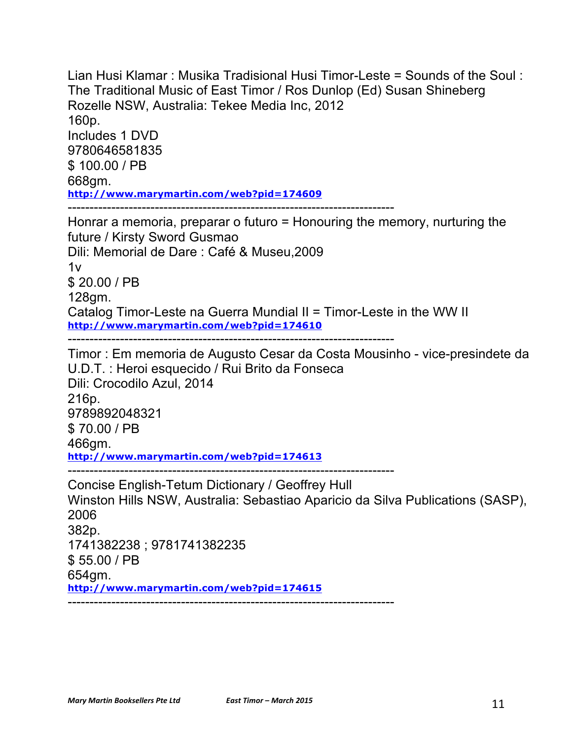Lian Husi Klamar : Musika Tradisional Husi Timor-Leste = Sounds of the Soul : The Traditional Music of East Timor / Ros Dunlop (Ed) Susan Shineberg
Rozelle NSW, Australia: Tekee Media Inc, 2012
160p.
Includes 1 DVD
9780646581835
$ 100.00 / PB
668gm.
http://www.marymartin.com/web?pid=174609

---

Honrar a memoria, preparar o futuro = Honouring the memory, nurturing the future / Kirsty Sword Gusmao
Dili: Memorial de Dare : Café & Museu,2009
1v
$ 20.00 / PB
128gm.
Catalog Timor-Leste na Guerra Mundial II = Timor-Leste in the WW II
http://www.marymartin.com/web?pid=174610

---

Timor : Em memoria de Augusto Cesar da Costa Mousinho - vice-presindete da U.D.T. : Heroi esquecido / Rui Brito da Fonseca
Dili: Crocodilo Azul, 2014
216p.
9789892048321
$ 70.00 / PB
466gm.
http://www.marymartin.com/web?pid=174613

---

Concise English-Tetum Dictionary / Geoffrey Hull
Winston Hills NSW, Australia: Sebastiao Aparicio da Silva Publications (SASP), 2006
382p.
1741382238 ; 9781741382235
$ 55.00 / PB
654gm.
http://www.marymartin.com/web?pid=174615

---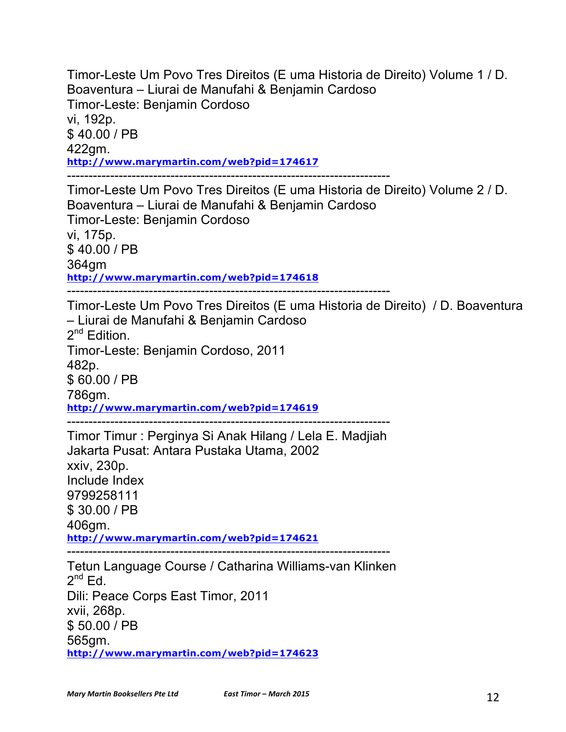Timor-Leste Um Povo Tres Direitos (E uma Historia de Direito) Volume 1 / D. Boaventura – Liurai de Manufahi & Benjamin Cardoso
Timor-Leste: Benjamin Cordoso
vi, 192p.
$ 40.00 / PB
422gm.
**http://www.marymartin.com/web?pid=174617**

---------------------------------------------------------------------------

Timor-Leste Um Povo Tres Direitos (E uma Historia de Direito) Volume 2 / D. Boaventura – Liurai de Manufahi & Benjamin Cardoso
Timor-Leste: Benjamin Cordoso
vi, 175p.
$ 40.00 / PB
364gm
**http://www.marymartin.com/web?pid=174618**

---------------------------------------------------------------------------

Timor-Leste Um Povo Tres Direitos (E uma Historia de Direito) / D. Boaventura – Liurai de Manufahi & Benjamin Cardoso
2nd Edition.
Timor-Leste: Benjamin Cordoso, 2011
482p.
$ 60.00 / PB
786gm.
**http://www.marymartin.com/web?pid=174619**

---------------------------------------------------------------------------

Timor Timur : Perginya Si Anak Hilang / Lela E. Madjiah
Jakarta Pusat: Antara Pustaka Utama, 2002
xxiv, 230p.
Include Index
9799258111
$ 30.00 / PB
406gm.
**http://www.marymartin.com/web?pid=174621**

---------------------------------------------------------------------------

Tetun Language Course / Catharina Williams-van Klinken
2nd Ed.
Dili: Peace Corps East Timor, 2011
xvii, 268p.
$ 50.00 / PB
565gm.
**http://www.marymartin.com/web?pid=174623**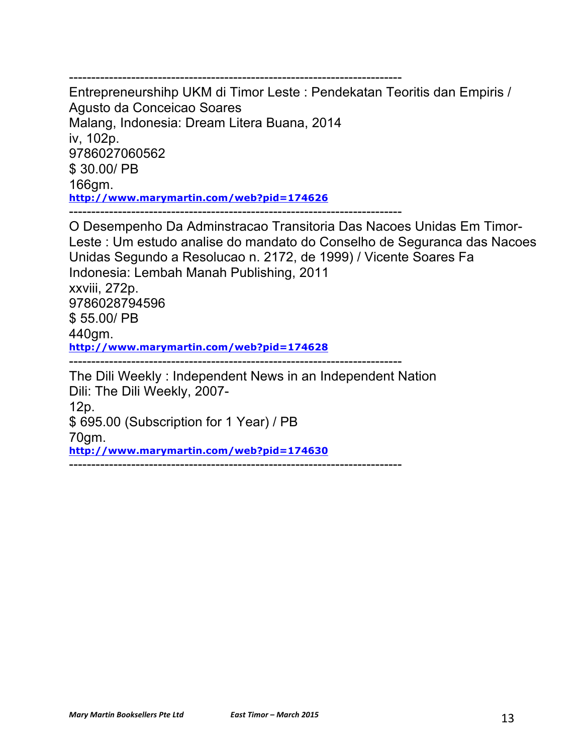---------------------------------------------------------------------------
Entrepreneurshihp UKM di Timor Leste : Pendekatan Teoritis dan Empiris / Agusto da Conceicao Soares  
Malang, Indonesia: Dream Litera Buana, 2014  
iv, 102p.  
9786027060562  
$ 30.00/ PB  
166gm.  
**http://www.marymartin.com/web?pid=174626**

---------------------------------------------------------------------------
O Desempenho Da Adminstracao Transitoria Das Nacoes Unidas Em Timor-Leste : Um estudo analise do mandato do Conselho de Seguranca das Nacoes Unidas Segundo a Resolucao n. 2172, de 1999) / Vicente Soares Fa  
Indonesia: Lembah Manah Publishing, 2011  
xxviii, 272p.  
9786028794596  
$ 55.00/ PB  
440gm.  
**http://www.marymartin.com/web?pid=174628**

---------------------------------------------------------------------------
The Dili Weekly : Independent News in an Independent Nation  
Dili: The Dili Weekly, 2007-  
12p.  
$ 695.00 (Subscription for 1 Year) / PB  
70gm.  
**http://www.marymartin.com/web?pid=174630**

---------------------------------------------------------------------------